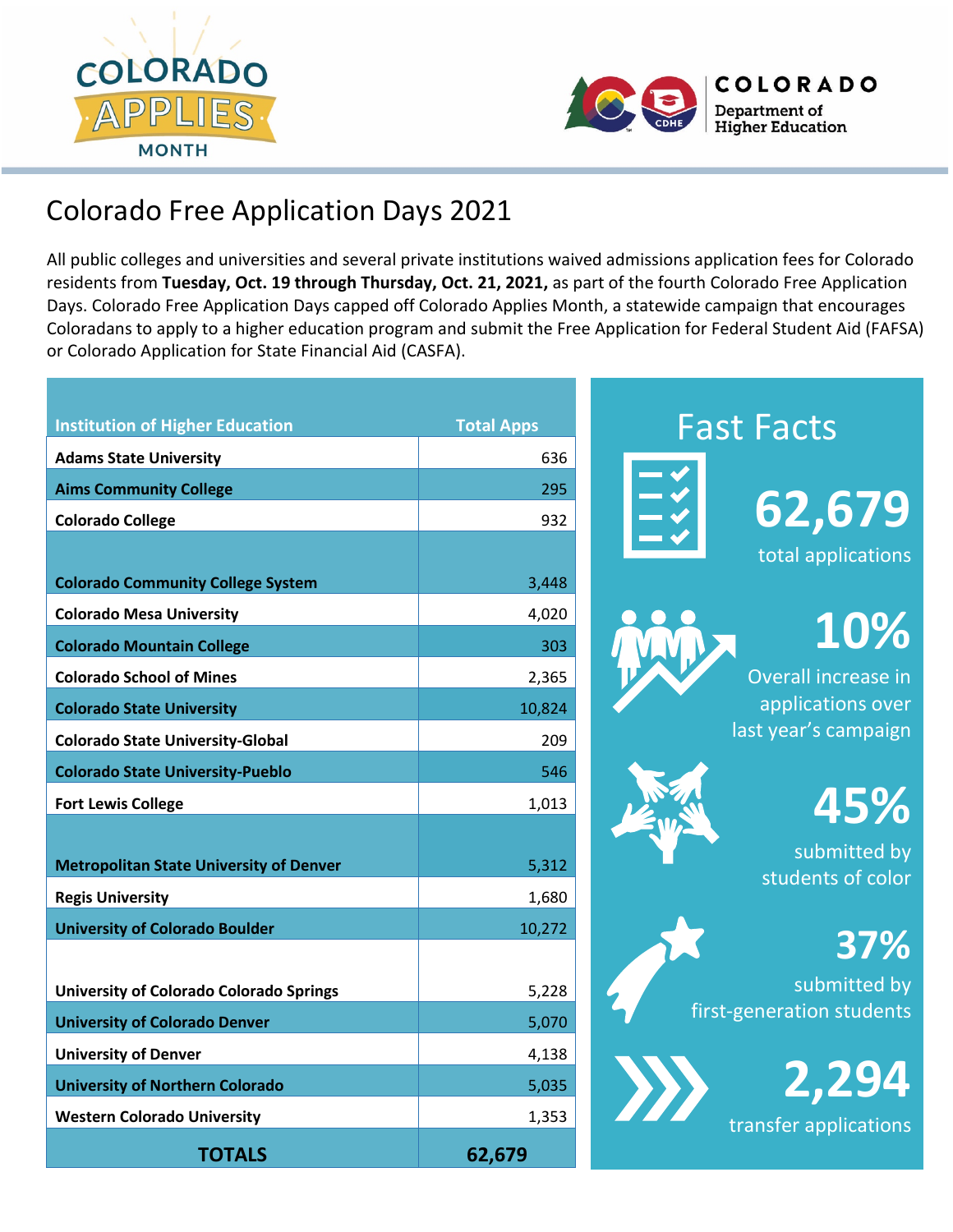# Colorado Free Application Days 2021

All public colleges and universities and several private institutions waived admissions application fees for Colorado residents from **Tuesday, Oct. 19 through Thursday, Oct. 21, 2021,** as part of the fourth Colorado Free Application Days. Colorado Free Application Days capped off Colorado Applies Month, a statewide campaign that encourages Coloradans to apply to a higher education program and submit the Free Application for Federal Student Aid (FAFSA) or Colorado Application for State Financial Aid (CASFA).

| Institution of Higher Education | Total Apps |
|---|---|
| **Adams State University** | 636 |
| **Aims Community College** | 295 |
| **Colorado College** | 932 |
| **Colorado Community College System** | 3,448 |
| **Colorado Mesa University** | 4,020 |
| **Colorado Mountain College** | 303 |
| **Colorado School of Mines** | 2,365 |
| **Colorado State University** | 10,824 |
| **Colorado State University-Global** | 209 |
| **Colorado State University-Pueblo** | 546 |
| **Fort Lewis College** | 1,013 |
| **Metropolitan State University of Denver** | 5,312 |
| **Regis University** | 1,680 |
| **University of Colorado Boulder** | 10,272 |
| **University of Colorado Colorado Springs** | 5,228 |
| **University of Colorado Denver** | 5,070 |
| **University of Denver** | 4,138 |
| **University of Northern Colorado** | 5,035 |
| **Western Colorado University** | 1,353 |
| **TOTALS** | **62,679** |

## Fast Facts

**62,679**
total applications

**10%**
Overall increase in applications over last year's campaign

**45%**
submitted by students of color

**37%**
submitted by first-generation students

**2,294**
transfer applications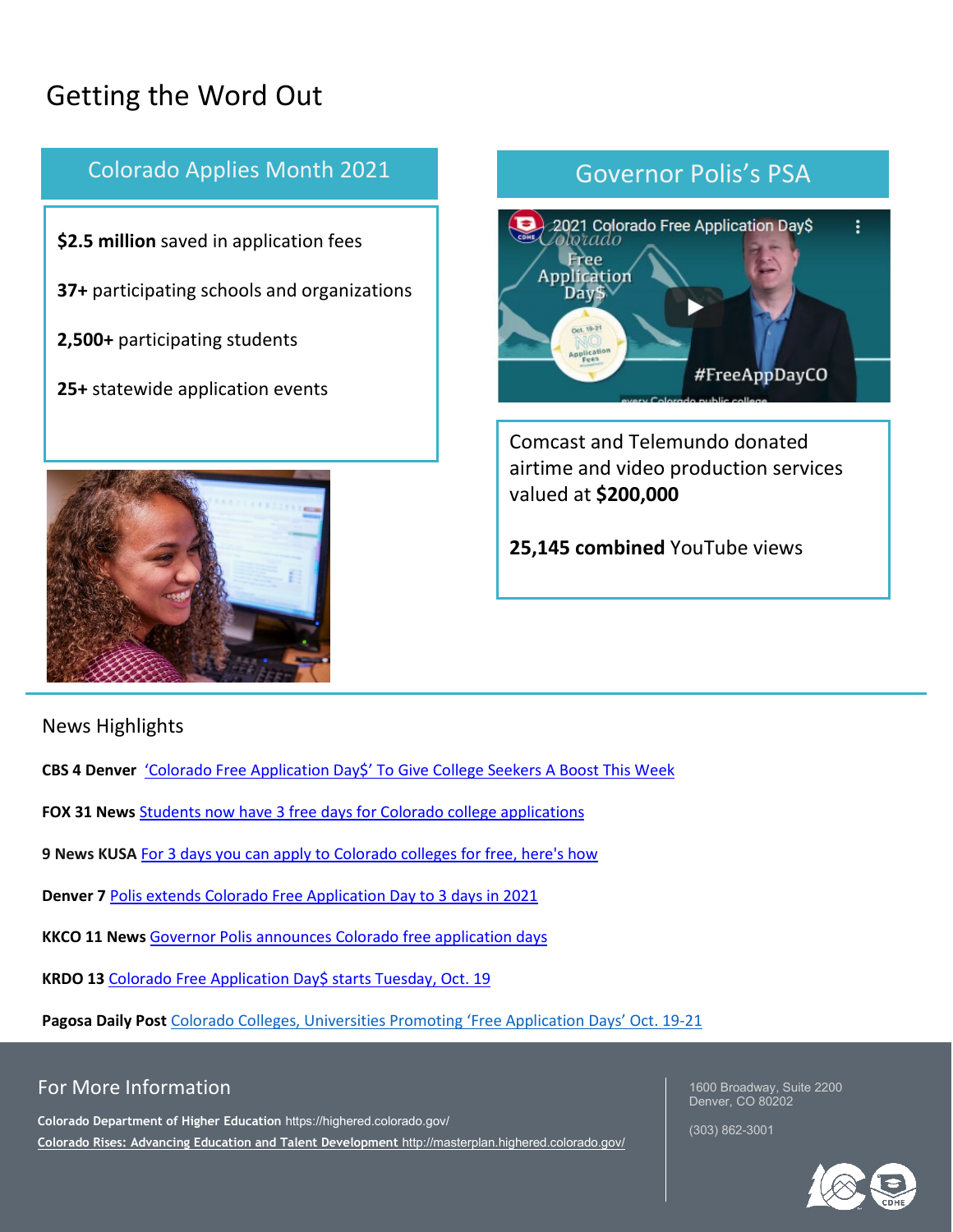# Getting the Word Out

## Colorado Applies Month 2021

**$2.5 million** saved in application fees

**37+** participating schools and organizations

**2,500+** participating students

**25+** statewide application events

## Governor Polis's PSA

Comcast and Telemundo donated airtime and video production services valued at **$200,000**

**25,145 combined** YouTube views

## News Highlights

**CBS 4 Denver** 'Colorado Free Application Day$' To Give College Seekers A Boost This Week

**FOX 31 News** Students now have 3 free days for Colorado college applications

**9 News KUSA** For 3 days you can apply to Colorado colleges for free, here's how

**Denver 7** Polis extends Colorado Free Application Day to 3 days in 2021

**KKCO 11 News** Governor Polis announces Colorado free application days

**KRDO 13** Colorado Free Application Day$ starts Tuesday, Oct. 19

**Pagosa Daily Post** Colorado Colleges, Universities Promoting 'Free Application Days' Oct. 19-21

## For More Information

**Colorado Department of Higher Education** https://highered.colorado.gov/

**Colorado Rises: Advancing Education and Talent Development** http://masterplan.highered.colorado.gov/

1600 Broadway, Suite 2200
Denver, CO 80202

(303) 862-3001